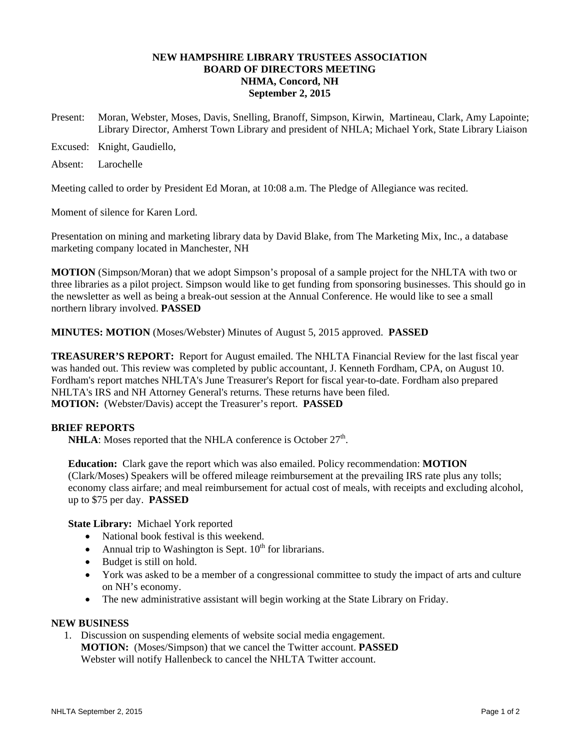# NEW HAMPSHIRE LIBRARY TRUSTEES ASSOCIATION
## BOARD OF DIRECTORS MEETING
### NHMA, Concord, NH
### September 2, 2015

Present: Moran, Webster, Moses, Davis, Snelling, Branoff, Simpson, Kirwin, Martineau, Clark, Amy Lapointe; Library Director, Amherst Town Library and president of NHLA; Michael York, State Library Liaison

Excused: Knight, Gaudiello,

Absent: Larochelle

Meeting called to order by President Ed Moran, at 10:08 a.m. The Pledge of Allegiance was recited.

Moment of silence for Karen Lord.

Presentation on mining and marketing library data by David Blake, from The Marketing Mix, Inc., a database marketing company located in Manchester, NH

**MOTION** (Simpson/Moran) that we adopt Simpson's proposal of a sample project for the NHLTA with two or three libraries as a pilot project. Simpson would like to get funding from sponsoring businesses. This should go in the newsletter as well as being a break-out session at the Annual Conference. He would like to see a small northern library involved. **PASSED**

**MINUTES: MOTION** (Moses/Webster) Minutes of August 5, 2015 approved. **PASSED**

**TREASURER'S REPORT:** Report for August emailed. The NHLTA Financial Review for the last fiscal year was handed out. This review was completed by public accountant, J. Kenneth Fordham, CPA, on August 10. Fordham's report matches NHLTA's June Treasurer's Report for fiscal year-to-date. Fordham also prepared NHLTA's IRS and NH Attorney General's returns. These returns have been filed.
**MOTION:** (Webster/Davis) accept the Treasurer's report. **PASSED**

**BRIEF REPORTS**

**NHLA**: Moses reported that the NHLA conference is October 27th.

**Education:** Clark gave the report which was also emailed. Policy recommendation: **MOTION** (Clark/Moses) Speakers will be offered mileage reimbursement at the prevailing IRS rate plus any tolls; economy class airfare; and meal reimbursement for actual cost of meals, with receipts and excluding alcohol, up to $75 per day. **PASSED**

**State Library:** Michael York reported

- National book festival is this weekend.
- Annual trip to Washington is Sept. 10th for librarians.
- Budget is still on hold.
- York was asked to be a member of a congressional committee to study the impact of arts and culture on NH's economy.
- The new administrative assistant will begin working at the State Library on Friday.

**NEW BUSINESS**

1. Discussion on suspending elements of website social media engagement.
   **MOTION:** (Moses/Simpson) that we cancel the Twitter account. **PASSED**
   Webster will notify Hallenbeck to cancel the NHLTA Twitter account.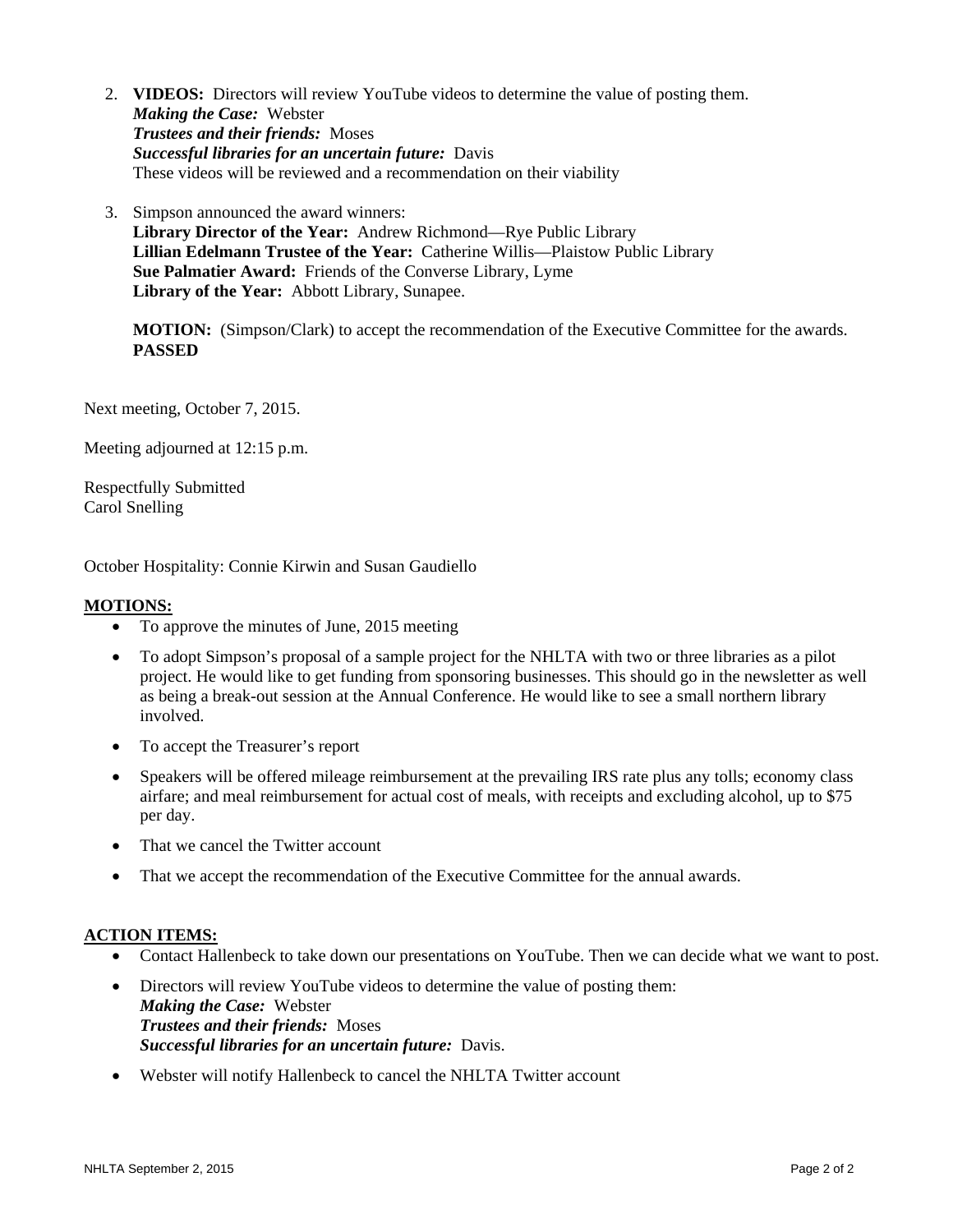2. **VIDEOS:** Directors will review YouTube videos to determine the value of posting them.
   ***Making the Case:*** Webster
   ***Trustees and their friends:*** Moses
   ***Successful libraries for an uncertain future:*** Davis
   These videos will be reviewed and a recommendation on their viability

3. Simpson announced the award winners:
   **Library Director of the Year:** Andrew Richmond—Rye Public Library
   **Lillian Edelmann Trustee of the Year:** Catherine Willis—Plaistow Public Library
   **Sue Palmatier Award:** Friends of the Converse Library, Lyme
   **Library of the Year:** Abbott Library, Sunapee.

   **MOTION:** (Simpson/Clark) to accept the recommendation of the Executive Committee for the awards. **PASSED**

Next meeting, October 7, 2015.

Meeting adjourned at 12:15 p.m.

Respectfully Submitted
Carol Snelling

October Hospitality: Connie Kirwin and Susan Gaudiello

## MOTIONS:

- To approve the minutes of June, 2015 meeting
- To adopt Simpson's proposal of a sample project for the NHLTA with two or three libraries as a pilot project. He would like to get funding from sponsoring businesses. This should go in the newsletter as well as being a break-out session at the Annual Conference. He would like to see a small northern library involved.
- To accept the Treasurer's report
- Speakers will be offered mileage reimbursement at the prevailing IRS rate plus any tolls; economy class airfare; and meal reimbursement for actual cost of meals, with receipts and excluding alcohol, up to $75 per day.
- That we cancel the Twitter account
- That we accept the recommendation of the Executive Committee for the annual awards.

## ACTION ITEMS:

- Contact Hallenbeck to take down our presentations on YouTube. Then we can decide what we want to post.
- Directors will review YouTube videos to determine the value of posting them:
  ***Making the Case:*** Webster
  ***Trustees and their friends:*** Moses
  ***Successful libraries for an uncertain future:*** Davis.
- Webster will notify Hallenbeck to cancel the NHLTA Twitter account